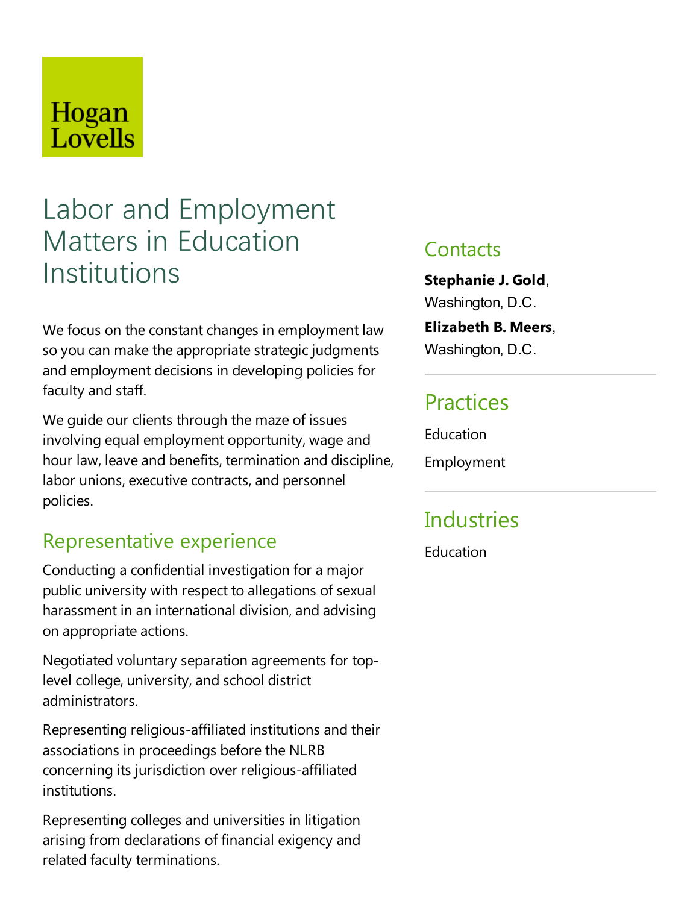Hogan Lovells

# Labor and Employment Matters in Education Institutions

We focus on the constant changes in employment law so you can make the appropriate strategic judgments and employment decisions in developing policies for faculty and staff.

We guide our clients through the maze of issues involving equal employment opportunity, wage and hour law, leave and benefits, termination and discipline, labor unions, executive contracts, and personnel policies.

## Representative experience

Conducting a confidential investigation for a major public university with respect to allegations of sexual harassment in an international division, and advising on appropriate actions.

Negotiated voluntary separation agreements for top-level college, university, and school district administrators.

Representing religious-affiliated institutions and their associations in proceedings before the NLRB concerning its jurisdiction over religious-affiliated institutions.

Representing colleges and universities in litigation arising from declarations of financial exigency and related faculty terminations.

## Contacts

**Stephanie J. Gold**, Washington, D.C.

**Elizabeth B. Meers**, Washington, D.C.

## Practices

Education

Employment

## Industries

Education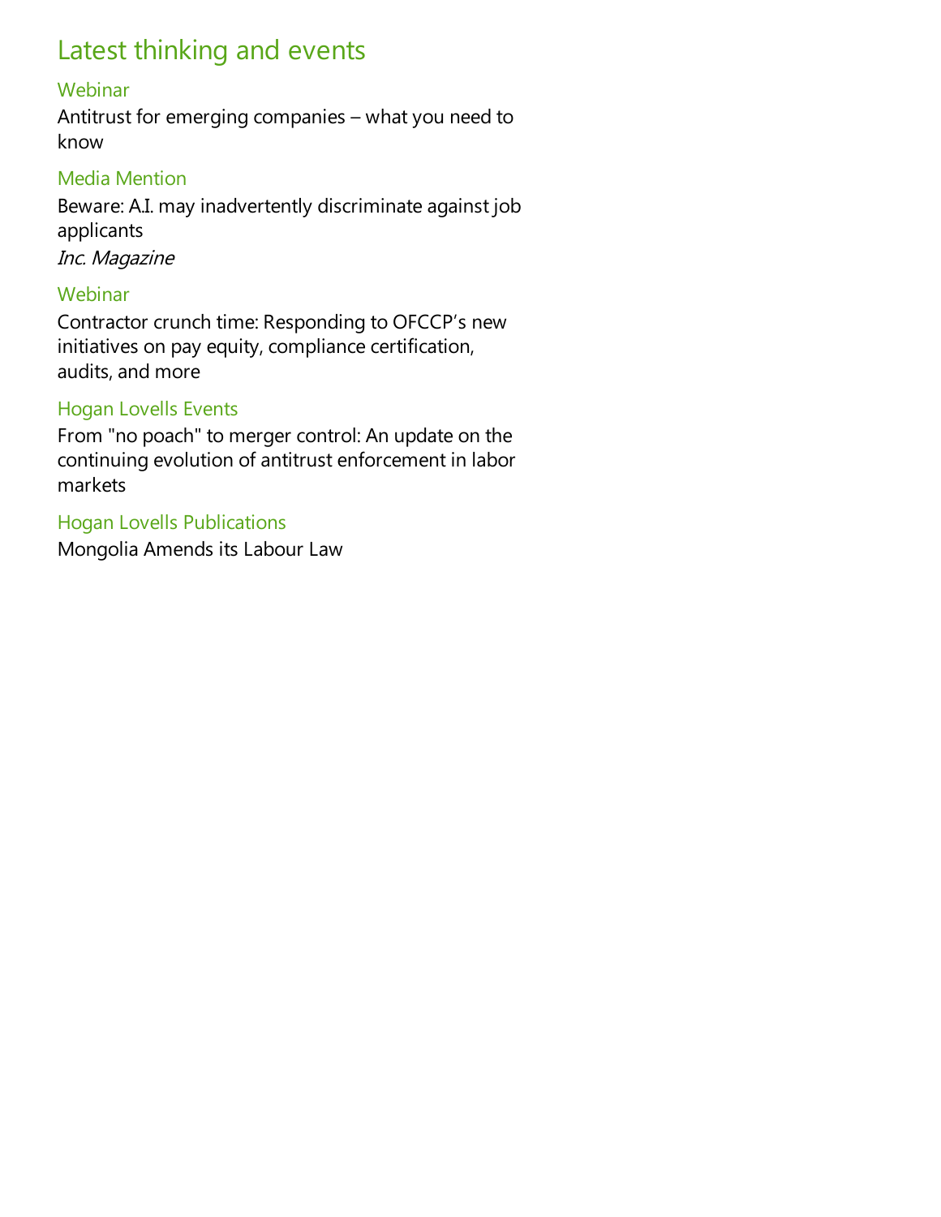## Latest thinking and events

Webinar

Antitrust for emerging companies – what you need to know

Media Mention

Beware: A.I. may inadvertently discriminate against job applicants

*Inc. Magazine*

Webinar

Contractor crunch time: Responding to OFCCP's new initiatives on pay equity, compliance certification, audits, and more

Hogan Lovells Events

From "no poach" to merger control: An update on the continuing evolution of antitrust enforcement in labor markets

Hogan Lovells Publications

Mongolia Amends its Labour Law